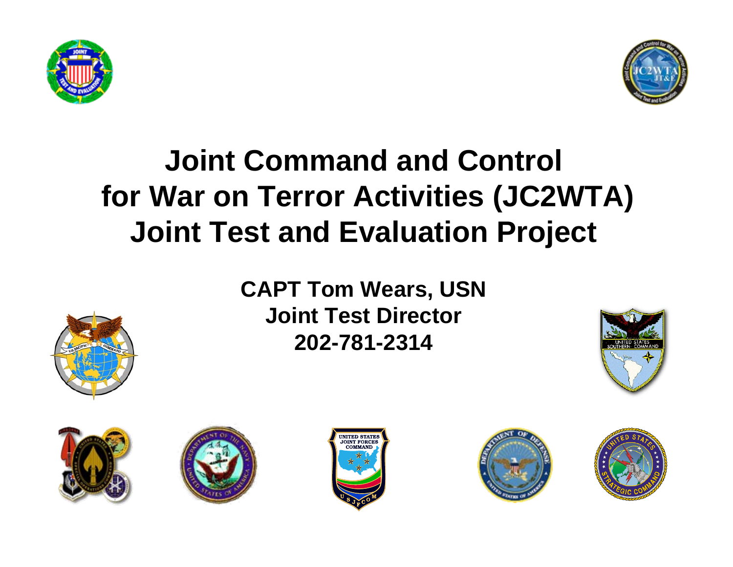# Joint Command and Control for War on Terror Activities (JC2WTA) Joint Test and Evaluation Project

**CAPT Tom Wears, USN**
**Joint Test Director**
**202-781-2314**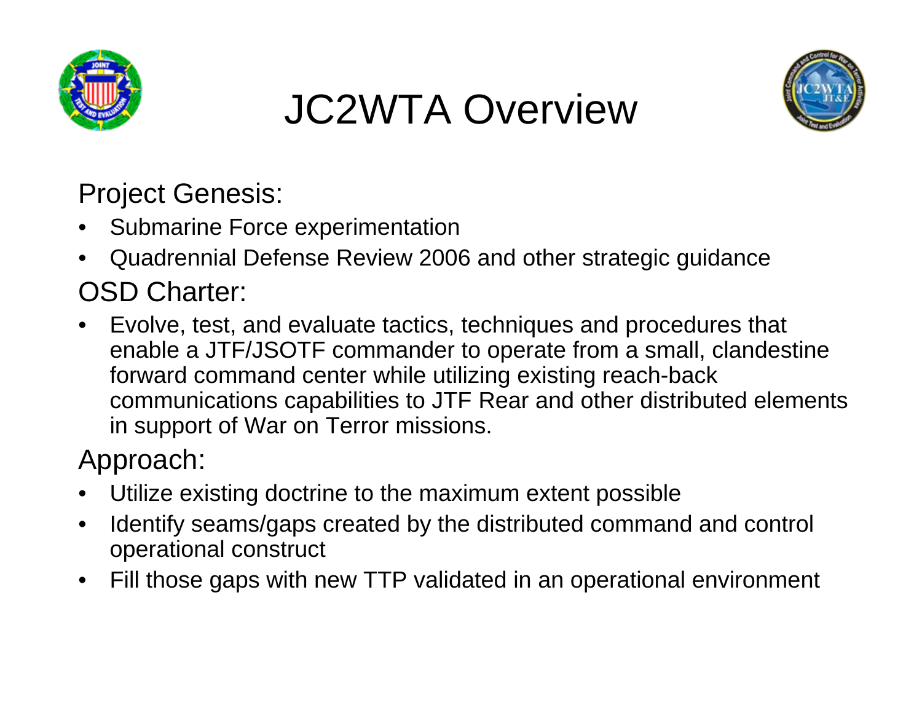# JC2WTA Overview

## Project Genesis:

- Submarine Force experimentation
- Quadrennial Defense Review 2006 and other strategic guidance

## OSD Charter:

- Evolve, test, and evaluate tactics, techniques and procedures that enable a JTF/JSOTF commander to operate from a small, clandestine forward command center while utilizing existing reach-back communications capabilities to JTF Rear and other distributed elements in support of War on Terror missions.

## Approach:

- Utilize existing doctrine to the maximum extent possible
- Identify seams/gaps created by the distributed command and control operational construct
- Fill those gaps with new TTP validated in an operational environment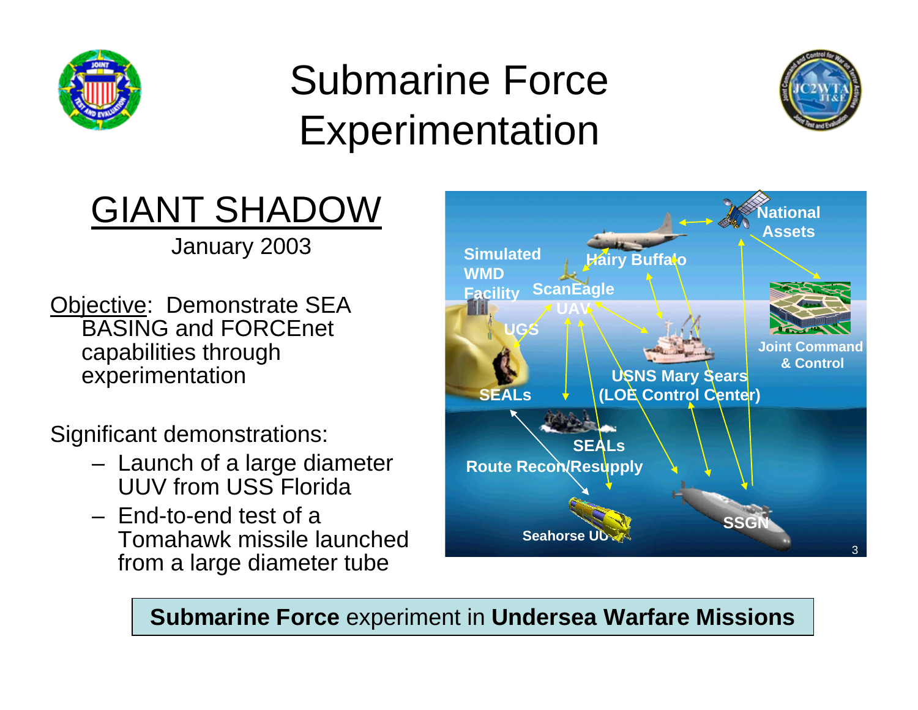# Submarine Force Experimentation

## GIANT SHADOW

January 2003

Objective: Demonstrate SEA BASING and FORCEnet capabilities through experimentation

Significant demonstrations:

- Launch of a large diameter UUV from USS Florida
- End-to-end test of a Tomahawk missile launched from a large diameter tube

National Assets

Simulated WMD Facility

Hairy Buffalo

ScanEagle UAV

UGS

Joint Command & Control

USNS Mary Sears (LOE Control Center)

SEALs

SEALs Route Recon/Resupply

SSGN

Seahorse UUV

**Submarine Force** experiment in **Undersea Warfare Missions**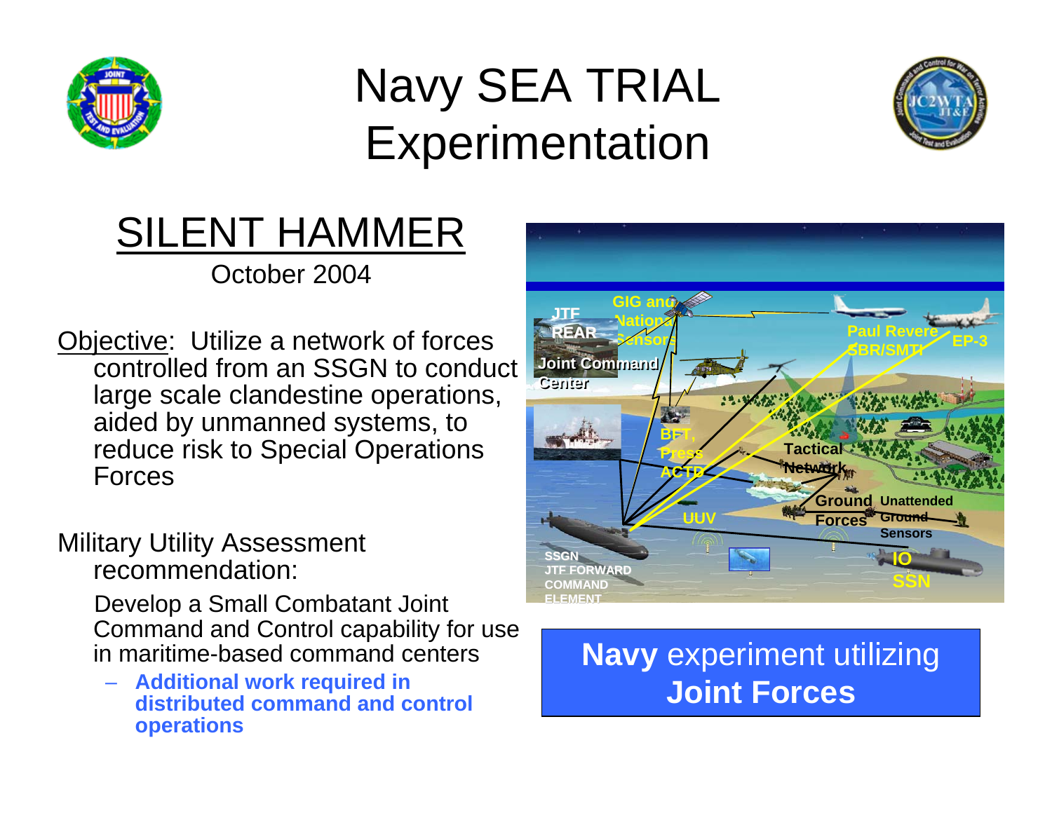# Navy SEA TRIAL Experimentation

## SILENT HAMMER

October 2004

Objective: Utilize a network of forces controlled from an SSGN to conduct large scale clandestine operations, aided by unmanned systems, to reduce risk to Special Operations Forces

Military Utility Assessment recommendation:

Develop a Small Combatant Joint Command and Control capability for use in maritime-based command centers

- **Additional work required in distributed command and control operations**

**Navy** experiment utilizing **Joint Forces**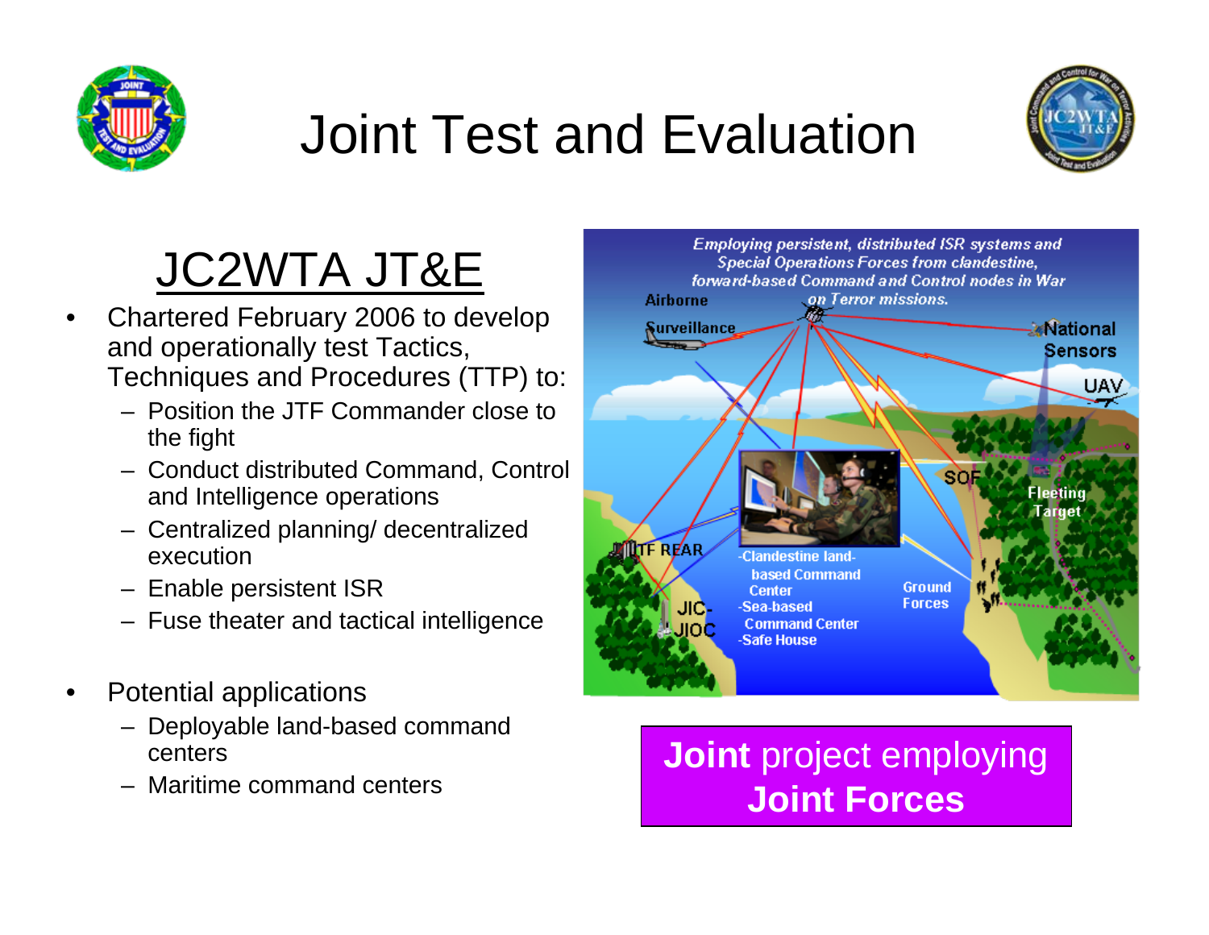# Joint Test and Evaluation

## JC2WTA JT&E

- Chartered February 2006 to develop and operationally test Tactics, Techniques and Procedures (TTP) to:
  - Position the JTF Commander close to the fight
  - Conduct distributed Command, Control and Intelligence operations
  - Centralized planning/ decentralized execution
  - Enable persistent ISR
  - Fuse theater and tactical intelligence
- Potential applications
  - Deployable land-based command centers
  - Maritime command centers

*Employing persistent, distributed ISR systems and Special Operations Forces from clandestine, forward-based Command and Control nodes in War on Terror missions.*

Airborne Surveillance · National Sensors · UAV · SOF · Fleeting Target · JTF REAR · JIC-JIOC · Ground Forces

-Clandestine land-based Command Center
-Sea-based Command Center
-Safe House

**Joint** project employing **Joint Forces**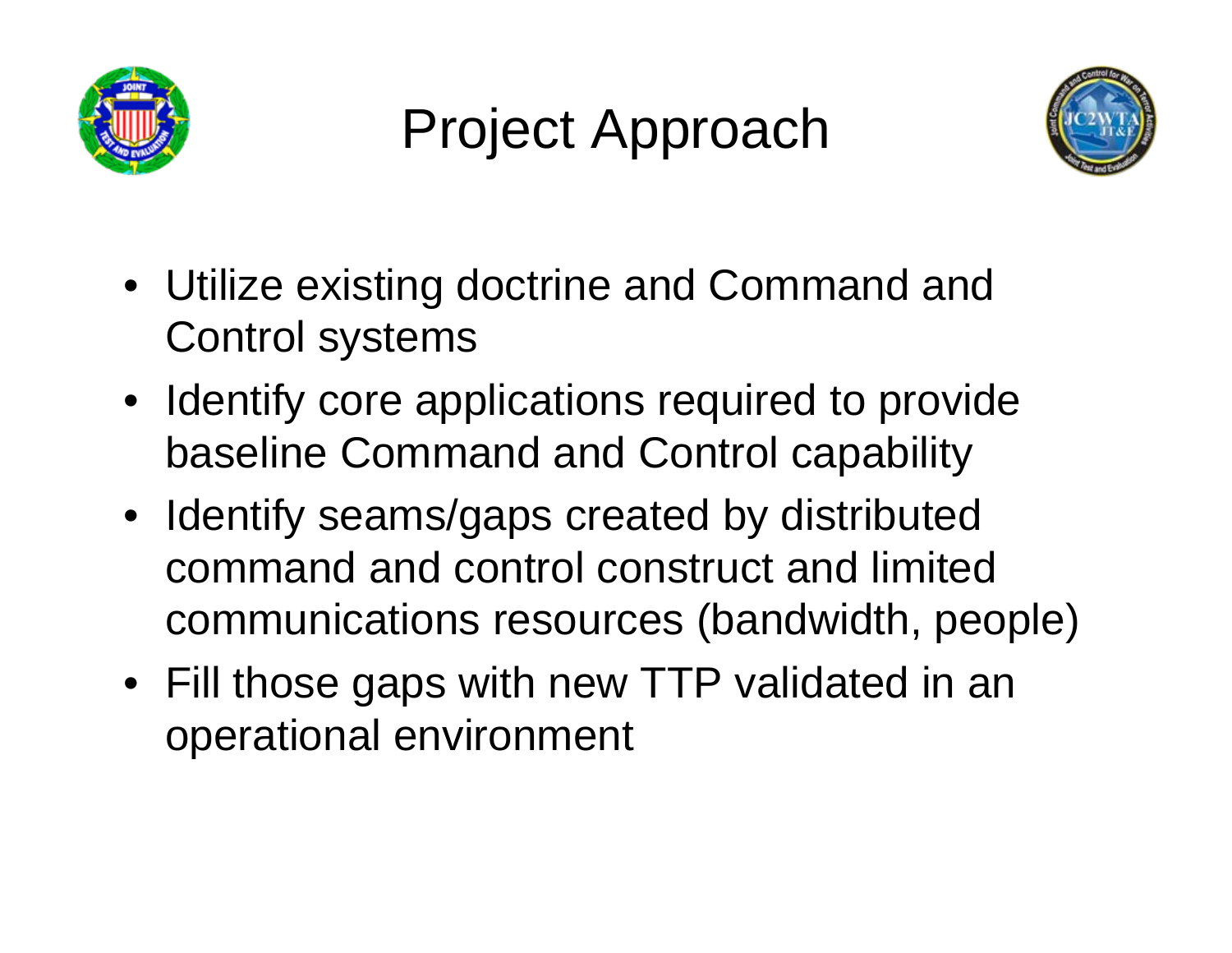# Project Approach

- Utilize existing doctrine and Command and Control systems
- Identify core applications required to provide baseline Command and Control capability
- Identify seams/gaps created by distributed command and control construct and limited communications resources (bandwidth, people)
- Fill those gaps with new TTP validated in an operational environment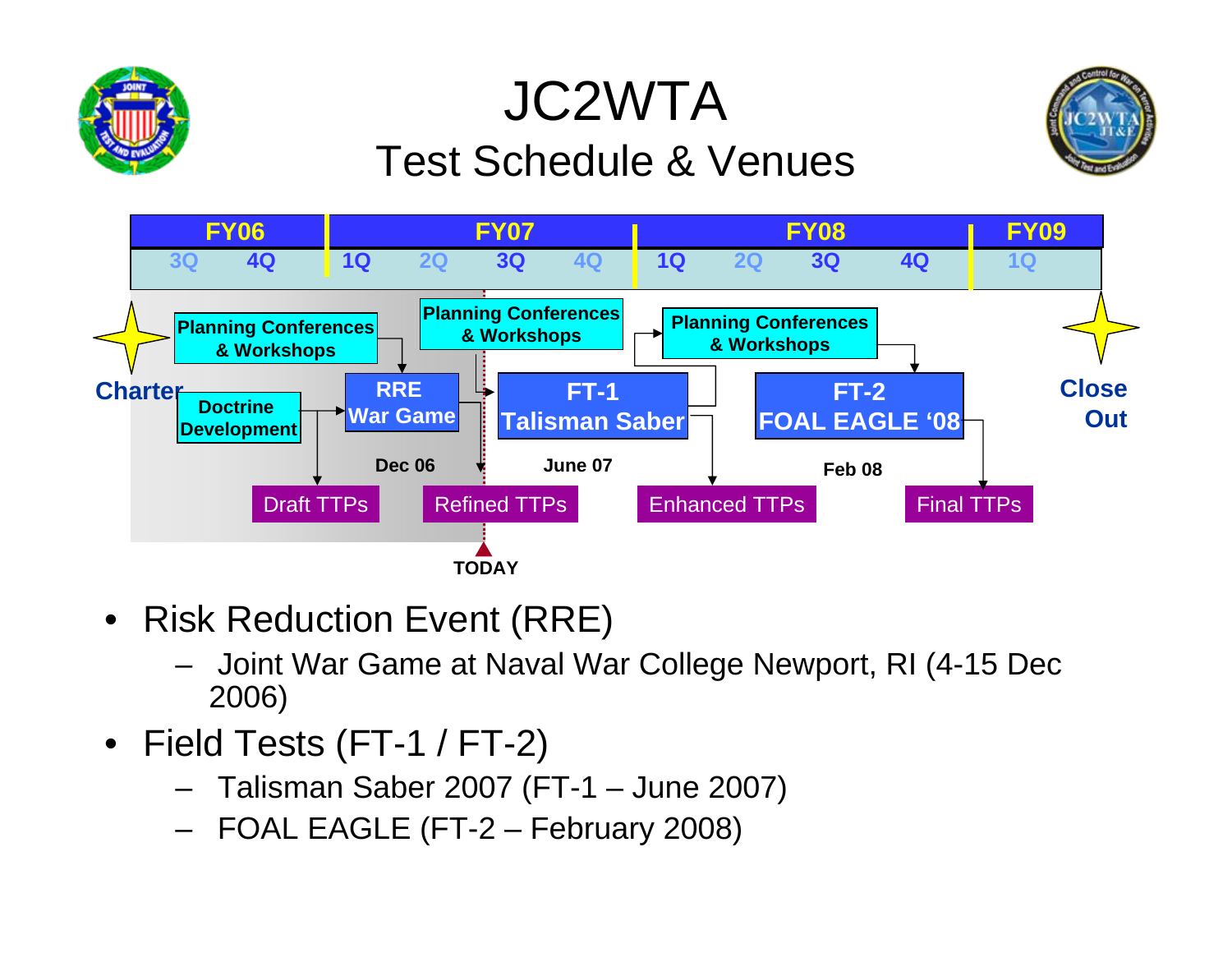# JC2WTA

## Test Schedule & Venues

| FY06 | | FY07 | | | | FY08 | | | | FY09 |
|---|---|---|---|---|---|---|---|---|---|---|
| 3Q | 4Q | 1Q | 2Q | 3Q | 4Q | 1Q | 2Q | 3Q | 4Q | 1Q |

Charter → Planning Conferences & Workshops; Doctrine Development → Draft TTPs

RRE War Game (Dec 06) → Refined TTPs

Planning Conferences & Workshops

FT-1 Talisman Saber (June 07) → Enhanced TTPs

Planning Conferences & Workshops

FT-2 FOAL EAGLE '08 (Feb 08) → Final TTPs

Close Out

TODAY

- Risk Reduction Event (RRE)
  - Joint War Game at Naval War College Newport, RI (4-15 Dec 2006)
- Field Tests (FT-1 / FT-2)
  - Talisman Saber 2007 (FT-1 – June 2007)
  - FOAL EAGLE (FT-2 – February 2008)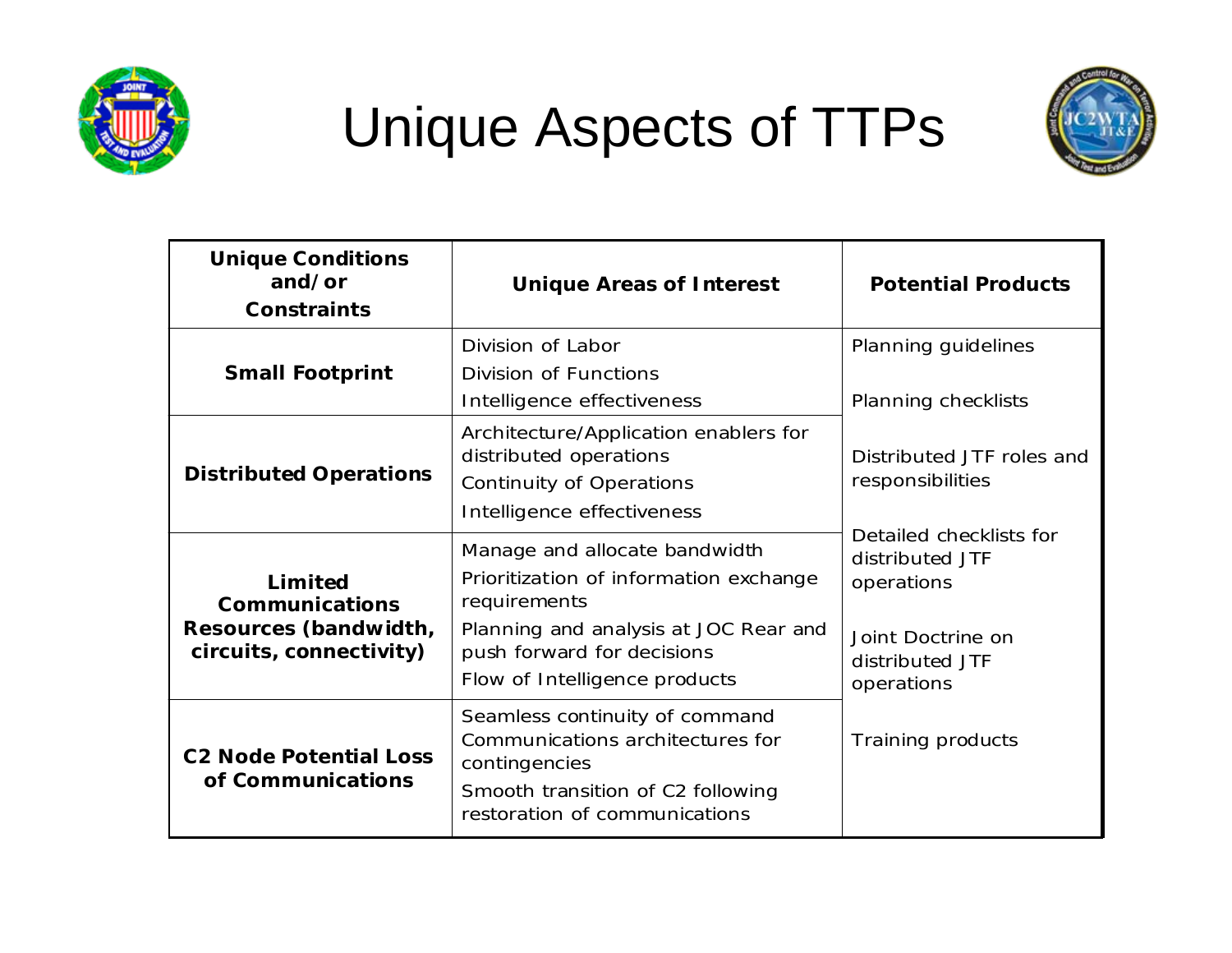# Unique Aspects of TTPs

| Unique Conditions and/or Constraints | Unique Areas of Interest | Potential Products |
|---|---|---|
| **Small Footprint** | Division of Labor<br>Division of Functions<br>Intelligence effectiveness | Planning guidelines<br>Planning checklists<br>Distributed JTF roles and responsibilities<br>Detailed checklists for distributed JTF operations<br>Joint Doctrine on distributed JTF operations<br>Training products |
| **Distributed Operations** | Architecture/Application enablers for distributed operations<br>Continuity of Operations<br>Intelligence effectiveness | |
| **Limited Communications Resources (bandwidth, circuits, connectivity)** | Manage and allocate bandwidth<br>Prioritization of information exchange requirements<br>Planning and analysis at JOC Rear and push forward for decisions<br>Flow of Intelligence products | |
| **C2 Node Potential Loss of Communications** | Seamless continuity of command<br>Communications architectures for contingencies<br>Smooth transition of C2 following restoration of communications | |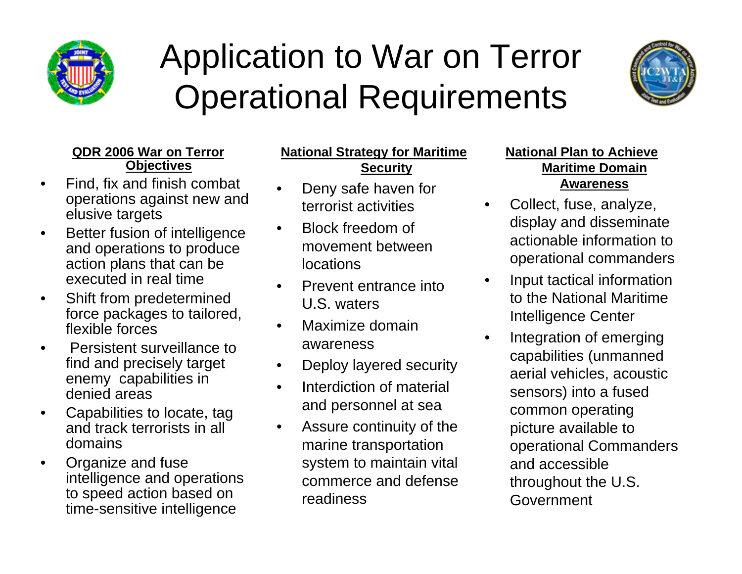# Application to War on Terror Operational Requirements

### QDR 2006 War on Terror Objectives

- Find, fix and finish combat operations against new and elusive targets
- Better fusion of intelligence and operations to produce action plans that can be executed in real time
- Shift from predetermined force packages to tailored, flexible forces
- Persistent surveillance to find and precisely target enemy capabilities in denied areas
- Capabilities to locate, tag and track terrorists in all domains
- Organize and fuse intelligence and operations to speed action based on time-sensitive intelligence

### National Strategy for Maritime Security

- Deny safe haven for terrorist activities
- Block freedom of movement between locations
- Prevent entrance into U.S. waters
- Maximize domain awareness
- Deploy layered security
- Interdiction of material and personnel at sea
- Assure continuity of the marine transportation system to maintain vital commerce and defense readiness

### National Plan to Achieve Maritime Domain Awareness

- Collect, fuse, analyze, display and disseminate actionable information to operational commanders
- Input tactical information to the National Maritime Intelligence Center
- Integration of emerging capabilities (unmanned aerial vehicles, acoustic sensors) into a fused common operating picture available to operational Commanders and accessible throughout the U.S. Government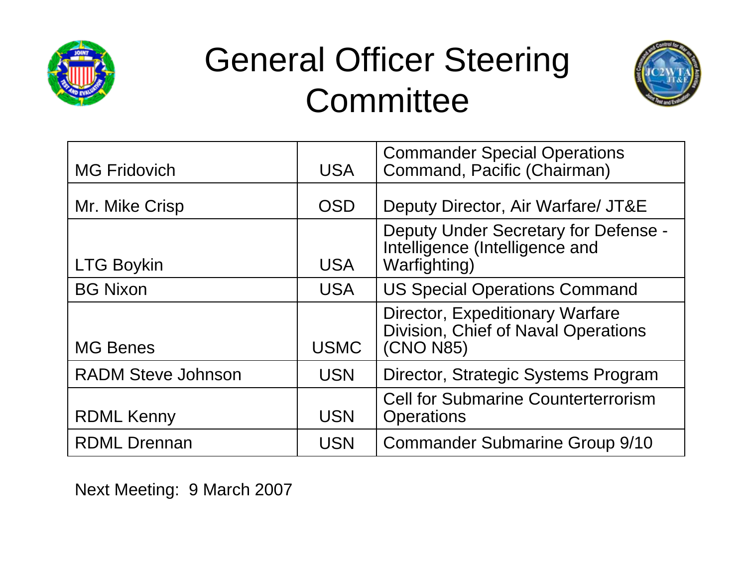# General Officer Steering Committee

| | | |
|---|---|---|
| MG Fridovich | USA | Commander Special Operations Command, Pacific (Chairman) |
| Mr. Mike Crisp | OSD | Deputy Director, Air Warfare/ JT&E |
| LTG Boykin | USA | Deputy Under Secretary for Defense - Intelligence (Intelligence and Warfighting) |
| BG Nixon | USA | US Special Operations Command |
| MG Benes | USMC | Director, Expeditionary Warfare Division, Chief of Naval Operations (CNO N85) |
| RADM Steve Johnson | USN | Director, Strategic Systems Program |
| RDML Kenny | USN | Cell for Submarine Counterterrorism Operations |
| RDML Drennan | USN | Commander Submarine Group 9/10 |

Next Meeting: 9 March 2007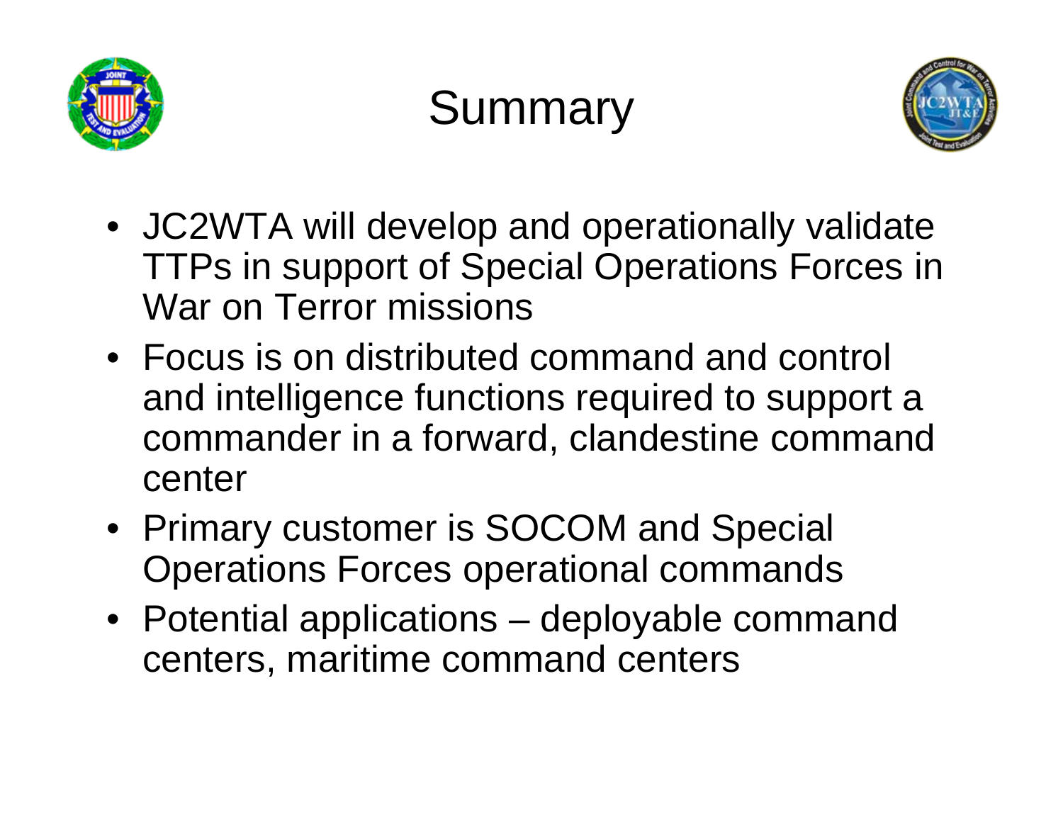# Summary

- JC2WTA will develop and operationally validate TTPs in support of Special Operations Forces in War on Terror missions
- Focus is on distributed command and control and intelligence functions required to support a commander in a forward, clandestine command center
- Primary customer is SOCOM and Special Operations Forces operational commands
- Potential applications – deployable command centers, maritime command centers